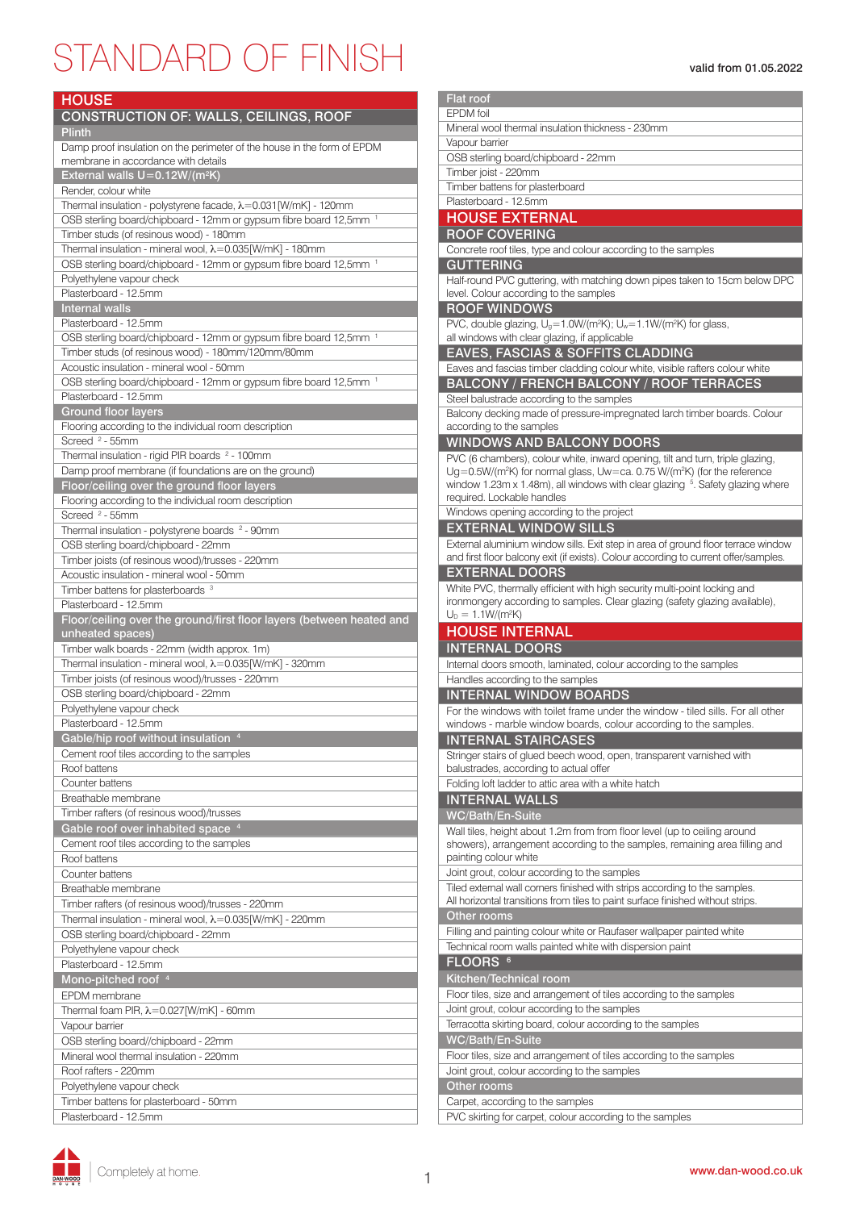# STANDARD OF FINISH

valid from 01.05.2022

## HOUSE

### CONSTRUCTION OF: WALLS, CEILINGS, ROOF

#### Plinth

- Damp proof insulation on the perimeter of the house in the form of EPDM membrane in accordance with details

#### External walls U=0.12W/(m²K)

- Render, colour white
- Thermal insulation - polystyrene facade, λ=0.031[W/mK] - 120mm
- OSB sterling board/chipboard - 12mm or gypsum fibre board 12,5mm [1]
- Timber studs (of resinous wood) - 180mm
- Thermal insulation - mineral wool, λ=0.035[W/mK] - 180mm
- OSB sterling board/chipboard - 12mm or gypsum fibre board 12,5mm [1]
- Polyethylene vapour check
- Plasterboard - 12.5mm

#### Internal walls

- Plasterboard - 12.5mm
- OSB sterling board/chipboard - 12mm or gypsum fibre board 12,5mm [1]
- Timber studs (of resinous wood) - 180mm/120mm/80mm
- Acoustic insulation - mineral wool - 50mm
- OSB sterling board/chipboard - 12mm or gypsum fibre board 12,5mm [1]
- Plasterboard - 12.5mm

#### Ground floor layers

- Flooring according to the individual room description
- Screed [2] - 55mm
- Thermal insulation - rigid PIR boards [2] - 100mm
- Damp proof membrane (if foundations are on the ground)

#### Floor/ceiling over the ground floor layers

- Flooring according to the individual room description
- Screed [2] - 55mm
- Thermal insulation - polystyrene boards [2] - 90mm
- OSB sterling board/chipboard - 22mm
- Timber joists (of resinous wood)/trusses - 220mm
- Acoustic insulation - mineral wool - 50mm
- Timber battens for plasterboards [3]
- Plasterboard - 12.5mm

#### Floor/ceiling over the ground/first floor layers (between heated and unheated spaces)

- Timber walk boards - 22mm (width approx. 1m)
- Thermal insulation - mineral wool, λ=0.035[W/mK] - 320mm
- Timber joists (of resinous wood)/trusses - 220mm
- OSB sterling board/chipboard - 22mm
- Polyethylene vapour check
- Plasterboard - 12.5mm

#### Gable/hip roof without insulation [4]

- Cement roof tiles according to the samples
- Roof battens
- Counter battens
- Breathable membrane
- Timber rafters (of resinous wood)/trusses

#### Gable roof over inhabited space [4]

- Cement roof tiles according to the samples
- Roof battens
- Counter battens
- Breathable membrane
- Timber rafters (of resinous wood)/trusses - 220mm
- Thermal insulation - mineral wool, λ=0.035[W/mK] - 220mm
- OSB sterling board/chipboard - 22mm
- Polyethylene vapour check
- Plasterboard - 12.5mm

#### Mono-pitched roof [4]

- EPDM membrane
- Thermal foam PIR, λ=0.027[W/mK] - 60mm
- Vapour barrier
- OSB sterling board//chipboard - 22mm
- Mineral wool thermal insulation - 220mm
- Roof rafters - 220mm
- Polyethylene vapour check
- Timber battens for plasterboard - 50mm
- Plasterboard - 12.5mm

#### Flat roof

- EPDM foil
- Mineral wool thermal insulation thickness - 230mm
- Vapour barrier
- OSB sterling board/chipboard - 22mm
- Timber joist - 220mm
- Timber battens for plasterboard
- Plasterboard - 12.5mm

## HOUSE EXTERNAL

### ROOF COVERING

- Concrete roof tiles, type and colour according to the samples

### GUTTERING

- Half-round PVC guttering, with matching down pipes taken to 15cm below DPC level. Colour according to the samples

### ROOF WINDOWS

- PVC, double glazing, $U_g$=1.0W/(m²K); $U_w$=1.1W/(m²K) for glass, all windows with clear glazing, if applicable

### EAVES, FASCIAS & SOFFITS CLADDING

- Eaves and fascias timber cladding colour white, visible rafters colour white

### BALCONY / FRENCH BALCONY / ROOF TERRACES

- Steel balustrade according to the samples
- Balcony decking made of pressure-impregnated larch timber boards. Colour according to the samples

### WINDOWS AND BALCONY DOORS

- PVC (6 chambers), colour white, inward opening, tilt and turn, triple glazing, Ug=0.5W/(m²K) for normal glass, Uw=ca. 0.75 W/(m²K) (for the reference window 1.23m x 1.48m), all windows with clear glazing [5]. Safety glazing where required. Lockable handles
- Windows opening according to the project

### EXTERNAL WINDOW SILLS

- External aluminium window sills. Exit step in area of ground floor terrace window and first floor balcony exit (if exists). Colour according to current offer/samples.

### EXTERNAL DOORS

- White PVC, thermally efficient with high security multi-point locking and ironmongery according to samples. Clear glazing (safety glazing available), $U_D$ = 1.1W/(m²K)

## HOUSE INTERNAL

### INTERNAL DOORS

- Internal doors smooth, laminated, colour according to the samples
- Handles according to the samples

### INTERNAL WINDOW BOARDS

- For the windows with toilet frame under the window - tiled sills. For all other windows - marble window boards, colour according to the samples.

### INTERNAL STAIRCASES

- Stringer stairs of glued beech wood, open, transparent varnished with balustrades, according to actual offer
- Folding loft ladder to attic area with a white hatch

### INTERNAL WALLS

#### WC/Bath/En-Suite

- Wall tiles, height about 1.2m from from floor level (up to ceiling around showers), arrangement according to the samples, remaining area filling and painting colour white
- Joint grout, colour according to the samples
- Tiled external wall corners finished with strips according to the samples. All horizontal transitions from tiles to paint surface finished without strips.

#### Other rooms

- Filling and painting colour white or Raufaser wallpaper painted white
- Technical room walls painted white with dispersion paint

### FLOORS [6]

#### Kitchen/Technical room

- Floor tiles, size and arrangement of tiles according to the samples
- Joint grout, colour according to the samples
- Terracotta skirting board, colour according to the samples

#### WC/Bath/En-Suite

- Floor tiles, size and arrangement of tiles according to the samples
- Joint grout, colour according to the samples

#### Other rooms

- Carpet, according to the samples
- PVC skirting for carpet, colour according to the samples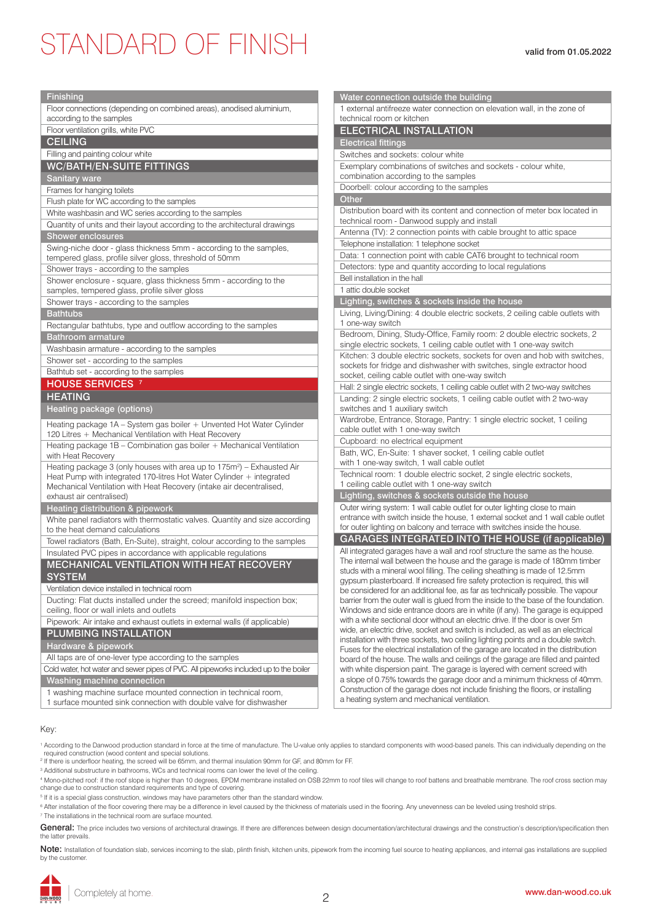# STANDARD OF FINISH

valid from 01.05.2022

### Finishing

- Floor connections (depending on combined areas), anodised aluminium, according to the samples
- Floor ventilation grills, white PVC

## CEILING

- Filling and painting colour white

## WC/BATH/EN-SUITE FITTINGS

### Sanitary ware

- Frames for hanging toilets
- Flush plate for WC according to the samples
- White washbasin and WC series according to the samples
- Quantity of units and their layout according to the architectural drawings

### Shower enclosures

- Swing-niche door - glass thickness 5mm - according to the samples, tempered glass, profile silver gloss, threshold of 50mm
- Shower trays - according to the samples
- Shower enclosure - square, glass thickness 5mm - according to the samples, tempered glass, profile silver gloss
- Shower trays - according to the samples

### Bathtubs

- Rectangular bathtubs, type and outflow according to the samples

### Bathroom armature

- Washbasin armature - according to the samples
- Shower set - according to the samples
- Bathtub set - according to the samples

## HOUSE SERVICES [7]

## HEATING

### Heating package (options)

- Heating package 1A – System gas boiler + Unvented Hot Water Cylinder 120 Litres + Mechanical Ventilation with Heat Recovery
- Heating package 1B – Combination gas boiler + Mechanical Ventilation with Heat Recovery
- Heating package 3 (only houses with area up to 175m²) – Exhausted Air Heat Pump with integrated 170-litres Hot Water Cylinder + integrated Mechanical Ventilation with Heat Recovery (intake air decentralised, exhaust air centralised)

### Heating distribution & pipework

- White panel radiators with thermostatic valves. Quantity and size according to the heat demand calculations
- Towel radiators (Bath, En-Suite), straight, colour according to the samples
- Insulated PVC pipes in accordance with applicable regulations

## MECHANICAL VENTILATION WITH HEAT RECOVERY SYSTEM

- Ventilation device installed in technical room
- Ducting: Flat ducts installed under the screed; manifold inspection box; ceiling, floor or wall inlets and outlets
- Pipework: Air intake and exhaust outlets in external walls (if applicable)

## PLUMBING INSTALLATION

### Hardware & pipework

- All taps are of one-lever type according to the samples
- Cold water, hot water and sewer pipes of PVC. All pipeworks included up to the boiler

### Washing machine connection

- 1 washing machine surface mounted connection in technical room, 1 surface mounted sink connection with double valve for dishwasher

### Water connection outside the building

- 1 external antifreeze water connection on elevation wall, in the zone of technical room or kitchen

## ELECTRICAL INSTALLATION

### Electrical fittings

- Switches and sockets: colour white
- Exemplary combinations of switches and sockets - colour white, combination according to the samples
- Doorbell: colour according to the samples

### Other

- Distribution board with its content and connection of meter box located in technical room - Danwood supply and install
- Antenna (TV): 2 connection points with cable brought to attic space
- Telephone installation: 1 telephone socket
- Data: 1 connection point with cable CAT6 brought to technical room
- Detectors: type and quantity according to local regulations
- Bell installation in the hall
- 1 attic double socket

### Lighting, switches & sockets inside the house

- Living, Living/Dining: 4 double electric sockets, 2 ceiling cable outlets with 1 one-way switch
- Bedroom, Dining, Study-Office, Family room: 2 double electric sockets, 2 single electric sockets, 1 ceiling cable outlet with 1 one-way switch
- Kitchen: 3 double electric sockets, sockets for oven and hob with switches, sockets for fridge and dishwasher with switches, single extractor hood socket, ceiling cable outlet with one-way switch
- Hall: 2 single electric sockets, 1 ceiling cable outlet with 2 two-way switches
- Landing: 2 single electric sockets, 1 ceiling cable outlet with 2 two-way switches and 1 auxiliary switch
- Wardrobe, Entrance, Storage, Pantry: 1 single electric socket, 1 ceiling cable outlet with 1 one-way switch
- Cupboard: no electrical equipment
- Bath, WC, En-Suite: 1 shaver socket, 1 ceiling cable outlet with 1 one-way switch, 1 wall cable outlet
- Technical room: 1 double electric socket, 2 single electric sockets, 1 ceiling cable outlet with 1 one-way switch

### Lighting, switches & sockets outside the house

- Outer wiring system: 1 wall cable outlet for outer lighting close to main entrance with switch inside the house, 1 external socket and 1 wall cable outlet for outer lighting on balcony and terrace with switches inside the house.

## GARAGES INTEGRATED INTO THE HOUSE (if applicable)

All integrated garages have a wall and roof structure the same as the house. The internal wall between the house and the garage is made of 180mm timber studs with a mineral wool filling. The ceiling sheathing is made of 12.5mm gypsum plasterboard. If increased fire safety protection is required, this will be considered for an additional fee, as far as technically possible. The vapour barrier from the outer wall is glued from the inside to the base of the foundation. Windows and side entrance doors are in white (if any). The garage is equipped with a white sectional door without an electric drive. If the door is over 5m wide, an electric drive, cover and switch is included, as well as an electrical installation with three sockets, two ceiling lighting points and a double switch. Fuses for the electrical installation of the garage are located in the distribution board of the house. The walls and ceilings of the garage are filled and painted with white dispersion paint. The garage is layered with cement screed with a slope of 0.75% towards the garage door and a minimum thickness of 40mm. Construction of the garage does not include finishing the floors, or installing a heating system and mechanical ventilation.

Key:

[1] According to the Danwood production standard in force at the time of manufacture. The U-value only applies to standard components with wood-based panels. This can individually depending on the required construction (wood content and special solutions.

[2] If there is underfloor heating, the screed will be 65mm, and thermal insulation 90mm for GF, and 80mm for FF.

[3] Additional substructure in bathrooms, WCs and technical rooms can lower the level of the ceiling.

[4] Mono-pitched roof: if the roof slope is higher than 10 degrees, EPDM membrane installed on OSB 22mm to roof tiles will change to roof battens and breathable membrane. The roof cross section may change due to construction standard requirements and type of covering.

[5] If it is a special glass construction, windows may have parameters other than the standard window.

[6] After installation of the floor covering there may be a difference in level caused by the thickness of materials used in the flooring. Any unevenness can be leveled using treshold strips.

[7] The installations in the technical room are surface mounted.

**General:** The price includes two versions of architectural drawings. If there are differences between design documentation/architectural drawings and the construction's description/specification then the latter prevails.

**Note:** Installation of foundation slab, services incoming to the slab, plinth finish, kitchen units, pipework from the incoming fuel source to heating appliances, and internal gas installations are supplied by the customer.

Completely at home.

www.dan-wood.co.uk